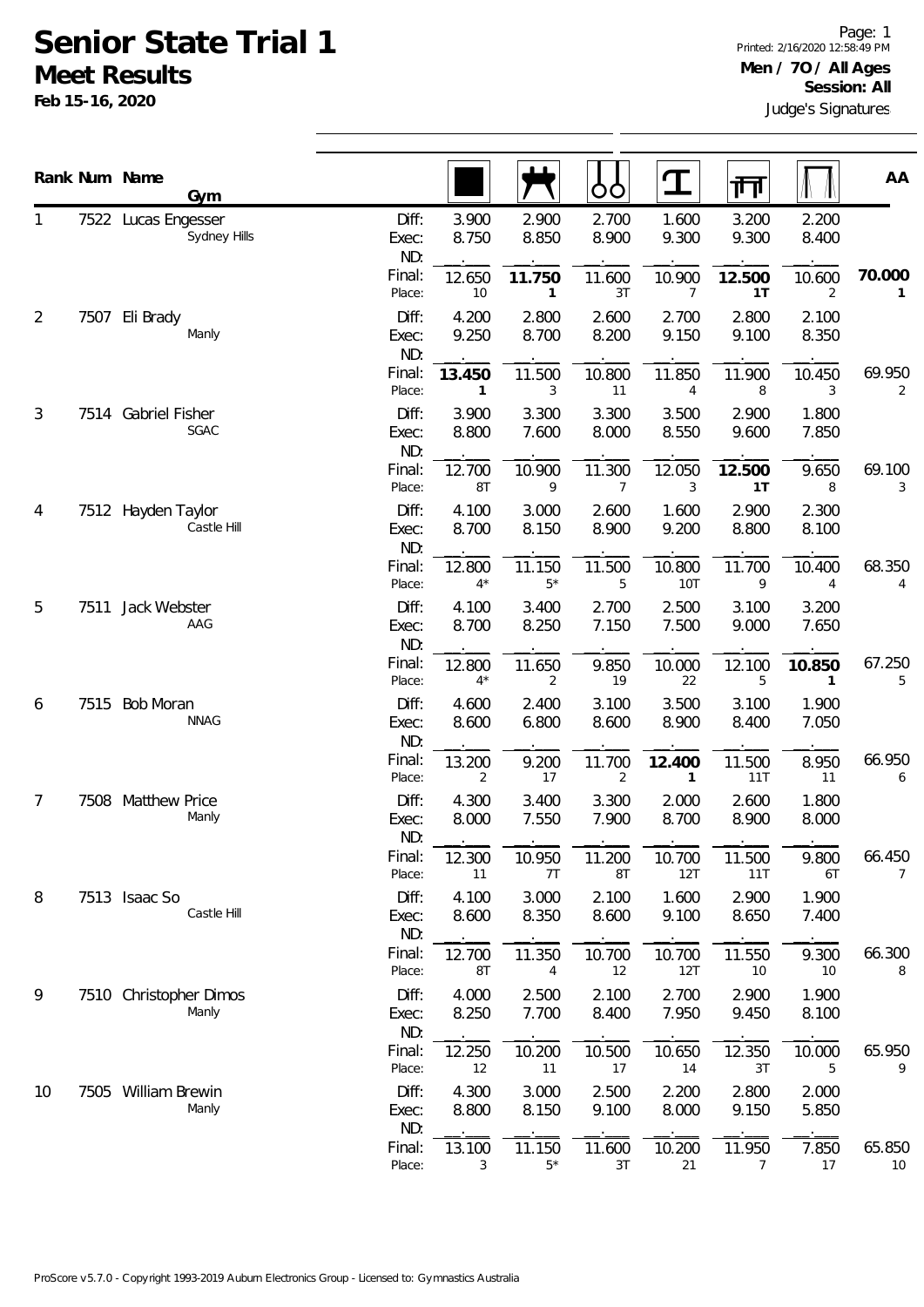# Senior State Trial 1

## Meet Results

**Feb 15-16, 2020**

Printed: 2/16/2020 12:58:49 PM

**Men / 7O / All Ages**

**Session: All**

Judge's Signatures

| Rank | Num | Name / Gym | | Floor | Pommel Horse | Rings | Vault | Parallel Bars | High Bar | AA |
|---|---|---|---|---|---|---|---|---|---|---|
| 1 | 7522 | Lucas Engesser<br>Sydney Hills | Diff: | 3.900 | 2.900 | 2.700 | 1.600 | 3.200 | 2.200 | |
| | | | Exec: | 8.750 | 8.850 | 8.900 | 9.300 | 9.300 | 8.400 | |
| | | | ND: | | | | | | | |
| | | | Final: | 12.650 | **11.750** | 11.600 | 10.900 | **12.500** | 10.600 | **70.000** |
| | | | Place: | 10 | **1** | 3T | 7 | **1T** | 2 | **1** |
| 2 | 7507 | Eli Brady<br>Manly | Diff: | 4.200 | 2.800 | 2.600 | 2.700 | 2.800 | 2.100 | |
| | | | Exec: | 9.250 | 8.700 | 8.200 | 9.150 | 9.100 | 8.350 | |
| | | | ND: | | | | | | | |
| | | | Final: | **13.450** | 11.500 | 10.800 | 11.850 | 11.900 | 10.450 | 69.950 |
| | | | Place: | **1** | 3 | 11 | 4 | 8 | 3 | 2 |
| 3 | 7514 | Gabriel Fisher<br>SGAC | Diff: | 3.900 | 3.300 | 3.300 | 3.500 | 2.900 | 1.800 | |
| | | | Exec: | 8.800 | 7.600 | 8.000 | 8.550 | 9.600 | 7.850 | |
| | | | ND: | | | | | | | |
| | | | Final: | 12.700 | 10.900 | 11.300 | 12.050 | **12.500** | 9.650 | 69.100 |
| | | | Place: | 8T | 9 | 7 | 3 | **1T** | 8 | 3 |
| 4 | 7512 | Hayden Taylor<br>Castle Hill | Diff: | 4.100 | 3.000 | 2.600 | 1.600 | 2.900 | 2.300 | |
| | | | Exec: | 8.700 | 8.150 | 8.900 | 9.200 | 8.800 | 8.100 | |
| | | | ND: | | | | | | | |
| | | | Final: | 12.800 | 11.150 | 11.500 | 10.800 | 11.700 | 10.400 | 68.350 |
| | | | Place: | 4* | 5* | 5 | 10T | 9 | 4 | 4 |
| 5 | 7511 | Jack Webster<br>AAG | Diff: | 4.100 | 3.400 | 2.700 | 2.500 | 3.100 | 3.200 | |
| | | | Exec: | 8.700 | 8.250 | 7.150 | 7.500 | 9.000 | 7.650 | |
| | | | ND: | | | | | | | |
| | | | Final: | 12.800 | 11.650 | 9.850 | 10.000 | 12.100 | **10.850** | 67.250 |
| | | | Place: | 4* | 2 | 19 | 22 | 5 | **1** | 5 |
| 6 | 7515 | Bob Moran<br>NNAG | Diff: | 4.600 | 2.400 | 3.100 | 3.500 | 3.100 | 1.900 | |
| | | | Exec: | 8.600 | 6.800 | 8.600 | 8.900 | 8.400 | 7.050 | |
| | | | ND: | | | | | | | |
| | | | Final: | 13.200 | 9.200 | 11.700 | **12.400** | 11.500 | 8.950 | 66.950 |
| | | | Place: | 2 | 17 | 2 | **1** | 11T | 11 | 6 |
| 7 | 7508 | Matthew Price<br>Manly | Diff: | 4.300 | 3.400 | 3.300 | 2.000 | 2.600 | 1.800 | |
| | | | Exec: | 8.000 | 7.550 | 7.900 | 8.700 | 8.900 | 8.000 | |
| | | | ND: | | | | | | | |
| | | | Final: | 12.300 | 10.950 | 11.200 | 10.700 | 11.500 | 9.800 | 66.450 |
| | | | Place: | 11 | 7T | 8T | 12T | 11T | 6T | 7 |
| 8 | 7513 | Isaac So<br>Castle Hill | Diff: | 4.100 | 3.000 | 2.100 | 1.600 | 2.900 | 1.900 | |
| | | | Exec: | 8.600 | 8.350 | 8.600 | 9.100 | 8.650 | 7.400 | |
| | | | ND: | | | | | | | |
| | | | Final: | 12.700 | 11.350 | 10.700 | 10.700 | 11.550 | 9.300 | 66.300 |
| | | | Place: | 8T | 4 | 12 | 12T | 10 | 10 | 8 |
| 9 | 7510 | Christopher Dimos<br>Manly | Diff: | 4.000 | 2.500 | 2.100 | 2.700 | 2.900 | 1.900 | |
| | | | Exec: | 8.250 | 7.700 | 8.400 | 7.950 | 9.450 | 8.100 | |
| | | | ND: | | | | | | | |
| | | | Final: | 12.250 | 10.200 | 10.500 | 10.650 | 12.350 | 10.000 | 65.950 |
| | | | Place: | 12 | 11 | 17 | 14 | 3T | 5 | 9 |
| 10 | 7505 | William Brewin<br>Manly | Diff: | 4.300 | 3.000 | 2.500 | 2.200 | 2.800 | 2.000 | |
| | | | Exec: | 8.800 | 8.150 | 9.100 | 8.000 | 9.150 | 5.850 | |
| | | | ND: | | | | | | | |
| | | | Final: | 13.100 | 11.150 | 11.600 | 10.200 | 11.950 | 7.850 | 65.850 |
| | | | Place: | 3 | 5* | 3T | 21 | 7 | 17 | 10 |

ProScore v5.7.0 - Copyright 1993-2019 Auburn Electronics Group - Licensed to: Gymnastics Australia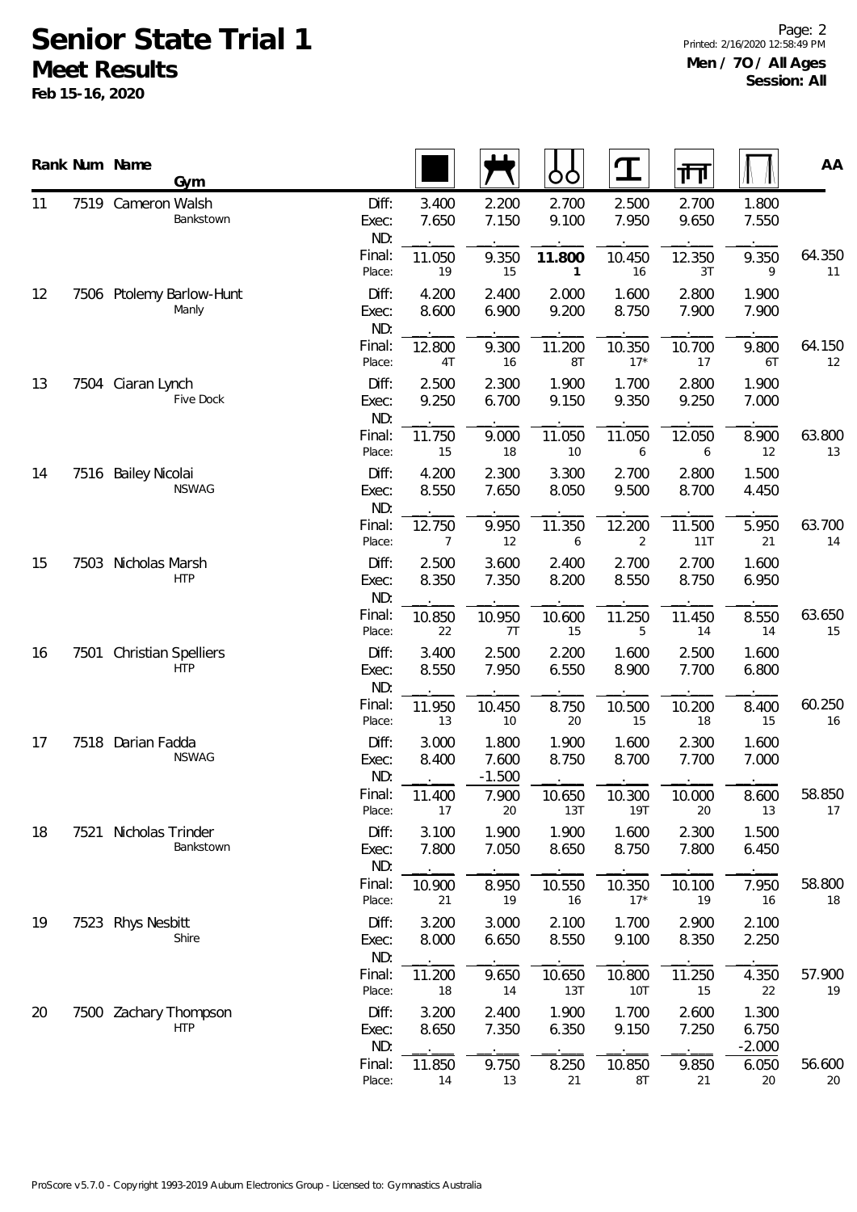# Senior State Trial 1

## Meet Results

**Feb 15-16, 2020**

**Men / 7O / All Ages**
**Session: All**

| Rank | Num | Name / Gym | | Floor | Pommel Horse | Rings | Vault | Parallel Bars | High Bar | AA |
|---|---|---|---|---|---|---|---|---|---|---|
| 11 | 7519 | Cameron Walsh<br>Bankstown | Diff: | 3.400 | 2.200 | 2.700 | 2.500 | 2.700 | 1.800 | |
| | | | Exec: | 7.650 | 7.150 | 9.100 | 7.950 | 9.650 | 7.550 | |
| | | | ND: | . | . | . | . | . | . | |
| | | | Final: | 11.050 | 9.350 | **11.800** | 10.450 | 12.350 | 9.350 | 64.350 |
| | | | Place: | 19 | 15 | **1** | 16 | 3T | 9 | 11 |
| 12 | 7506 | Ptolemy Barlow-Hunt<br>Manly | Diff: | 4.200 | 2.400 | 2.000 | 1.600 | 2.800 | 1.900 | |
| | | | Exec: | 8.600 | 6.900 | 9.200 | 8.750 | 7.900 | 7.900 | |
| | | | ND: | . | . | . | . | . | . | |
| | | | Final: | 12.800 | 9.300 | 11.200 | 10.350 | 10.700 | 9.800 | 64.150 |
| | | | Place: | 4T | 16 | 8T | 17* | 17 | 6T | 12 |
| 13 | 7504 | Ciaran Lynch<br>Five Dock | Diff: | 2.500 | 2.300 | 1.900 | 1.700 | 2.800 | 1.900 | |
| | | | Exec: | 9.250 | 6.700 | 9.150 | 9.350 | 9.250 | 7.000 | |
| | | | ND: | . | . | . | . | . | . | |
| | | | Final: | 11.750 | 9.000 | 11.050 | 11.050 | 12.050 | 8.900 | 63.800 |
| | | | Place: | 15 | 18 | 10 | 6 | 6 | 12 | 13 |
| 14 | 7516 | Bailey Nicolai<br>NSWAG | Diff: | 4.200 | 2.300 | 3.300 | 2.700 | 2.800 | 1.500 | |
| | | | Exec: | 8.550 | 7.650 | 8.050 | 9.500 | 8.700 | 4.450 | |
| | | | ND: | . | . | . | . | . | . | |
| | | | Final: | 12.750 | 9.950 | 11.350 | 12.200 | 11.500 | 5.950 | 63.700 |
| | | | Place: | 7 | 12 | 6 | 2 | 11T | 21 | 14 |
| 15 | 7503 | Nicholas Marsh<br>HTP | Diff: | 2.500 | 3.600 | 2.400 | 2.700 | 2.700 | 1.600 | |
| | | | Exec: | 8.350 | 7.350 | 8.200 | 8.550 | 8.750 | 6.950 | |
| | | | ND: | . | . | . | . | . | . | |
| | | | Final: | 10.850 | 10.950 | 10.600 | 11.250 | 11.450 | 8.550 | 63.650 |
| | | | Place: | 22 | 7T | 15 | 5 | 14 | 14 | 15 |
| 16 | 7501 | Christian Spelliers<br>HTP | Diff: | 3.400 | 2.500 | 2.200 | 1.600 | 2.500 | 1.600 | |
| | | | Exec: | 8.550 | 7.950 | 6.550 | 8.900 | 7.700 | 6.800 | |
| | | | ND: | . | . | . | . | . | . | |
| | | | Final: | 11.950 | 10.450 | 8.750 | 10.500 | 10.200 | 8.400 | 60.250 |
| | | | Place: | 13 | 10 | 20 | 15 | 18 | 15 | 16 |
| 17 | 7518 | Darian Fadda<br>NSWAG | Diff: | 3.000 | 1.800 | 1.900 | 1.600 | 2.300 | 1.600 | |
| | | | Exec: | 8.400 | 7.600 | 8.750 | 8.700 | 7.700 | 7.000 | |
| | | | ND: | . | -1.500 | . | . | . | . | |
| | | | Final: | 11.400 | 7.900 | 10.650 | 10.300 | 10.000 | 8.600 | 58.850 |
| | | | Place: | 17 | 20 | 13T | 19T | 20 | 13 | 17 |
| 18 | 7521 | Nicholas Trinder<br>Bankstown | Diff: | 3.100 | 1.900 | 1.900 | 1.600 | 2.300 | 1.500 | |
| | | | Exec: | 7.800 | 7.050 | 8.650 | 8.750 | 7.800 | 6.450 | |
| | | | ND: | . | . | . | . | . | . | |
| | | | Final: | 10.900 | 8.950 | 10.550 | 10.350 | 10.100 | 7.950 | 58.800 |
| | | | Place: | 21 | 19 | 16 | 17* | 19 | 16 | 18 |
| 19 | 7523 | Rhys Nesbitt<br>Shire | Diff: | 3.200 | 3.000 | 2.100 | 1.700 | 2.900 | 2.100 | |
| | | | Exec: | 8.000 | 6.650 | 8.550 | 9.100 | 8.350 | 2.250 | |
| | | | ND: | . | . | . | . | . | . | |
| | | | Final: | 11.200 | 9.650 | 10.650 | 10.800 | 11.250 | 4.350 | 57.900 |
| | | | Place: | 18 | 14 | 13T | 10T | 15 | 22 | 19 |
| 20 | 7500 | Zachary Thompson<br>HTP | Diff: | 3.200 | 2.400 | 1.900 | 1.700 | 2.600 | 1.300 | |
| | | | Exec: | 8.650 | 7.350 | 6.350 | 9.150 | 7.250 | 6.750 | |
| | | | ND: | . | . | . | . | . | -2.000 | |
| | | | Final: | 11.850 | 9.750 | 8.250 | 10.850 | 9.850 | 6.050 | 56.600 |
| | | | Place: | 14 | 13 | 21 | 8T | 21 | 20 | 20 |

ProScore v5.7.0 - Copyright 1993-2019 Auburn Electronics Group - Licensed to: Gymnastics Australia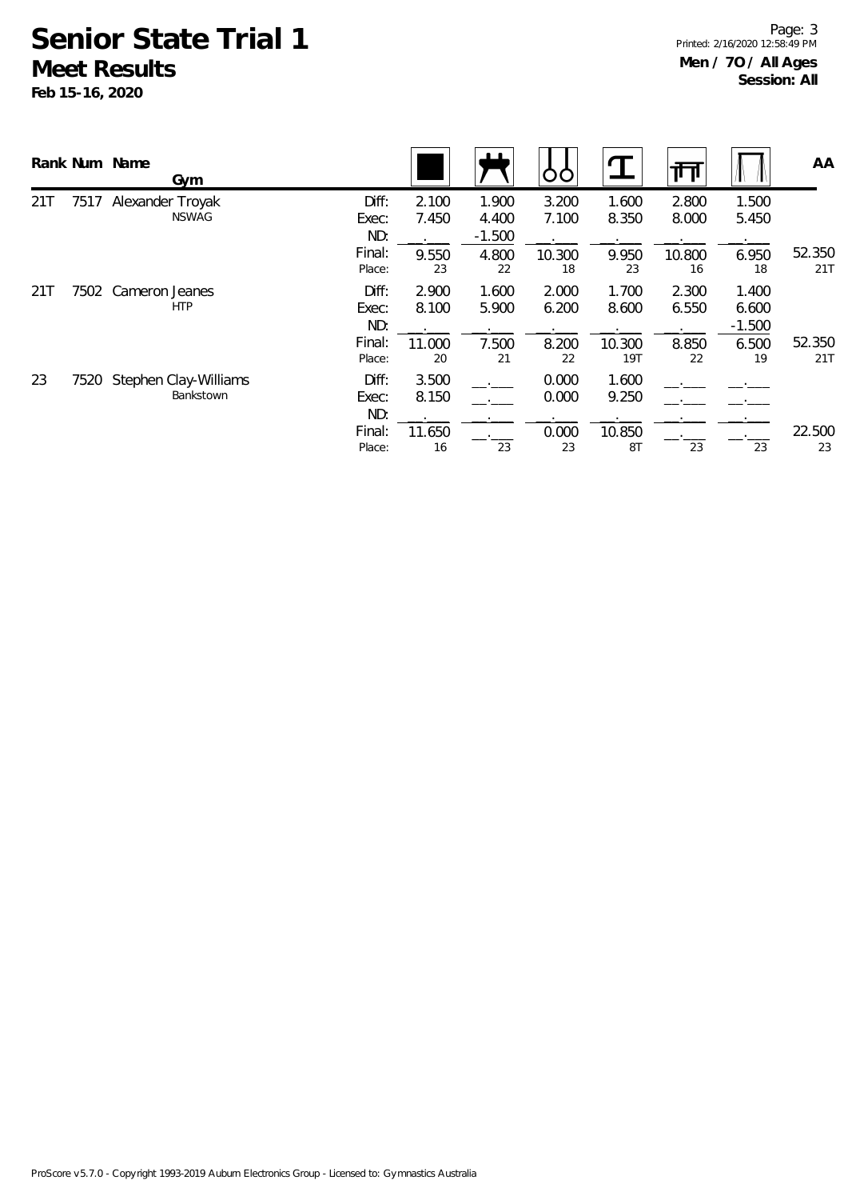# Senior State Trial 1

## Meet Results

**Feb 15-16, 2020**

**Men / 7O / All Ages**
**Session: All**

| Rank | Num | Name / Gym | | Floor | Pommel Horse | Rings | Vault | Parallel Bars | High Bar | AA |
|---|---|---|---|---|---|---|---|---|---|---|
| 21T | 7517 | Alexander Troyak | Diff: | 2.100 | 1.900 | 3.200 | 1.600 | 2.800 | 1.500 | |
| | | NSWAG | Exec: | 7.450 | 4.400 | 7.100 | 8.350 | 8.000 | 5.450 | |
| | | | ND: | | -1.500 | | | | | |
| | | | Final: | 9.550 | 4.800 | 10.300 | 9.950 | 10.800 | 6.950 | 52.350 |
| | | | Place: | 23 | 22 | 18 | 23 | 16 | 18 | 21T |
| 21T | 7502 | Cameron Jeanes | Diff: | 2.900 | 1.600 | 2.000 | 1.700 | 2.300 | 1.400 | |
| | | HTP | Exec: | 8.100 | 5.900 | 6.200 | 8.600 | 6.550 | 6.600 | |
| | | | ND: | | | | | | -1.500 | |
| | | | Final: | 11.000 | 7.500 | 8.200 | 10.300 | 8.850 | 6.500 | 52.350 |
| | | | Place: | 20 | 21 | 22 | 19T | 22 | 19 | 21T |
| 23 | 7520 | Stephen Clay-Williams | Diff: | 3.500 | | 0.000 | 1.600 | | | |
| | | Bankstown | Exec: | 8.150 | | 0.000 | 9.250 | | | |
| | | | ND: | | | | | | | |
| | | | Final: | 11.650 | | 0.000 | 10.850 | | | 22.500 |
| | | | Place: | 16 | 23 | 23 | 8T | 23 | 23 | 23 |

ProScore v5.7.0 - Copyright 1993-2019 Auburn Electronics Group - Licensed to: Gymnastics Australia